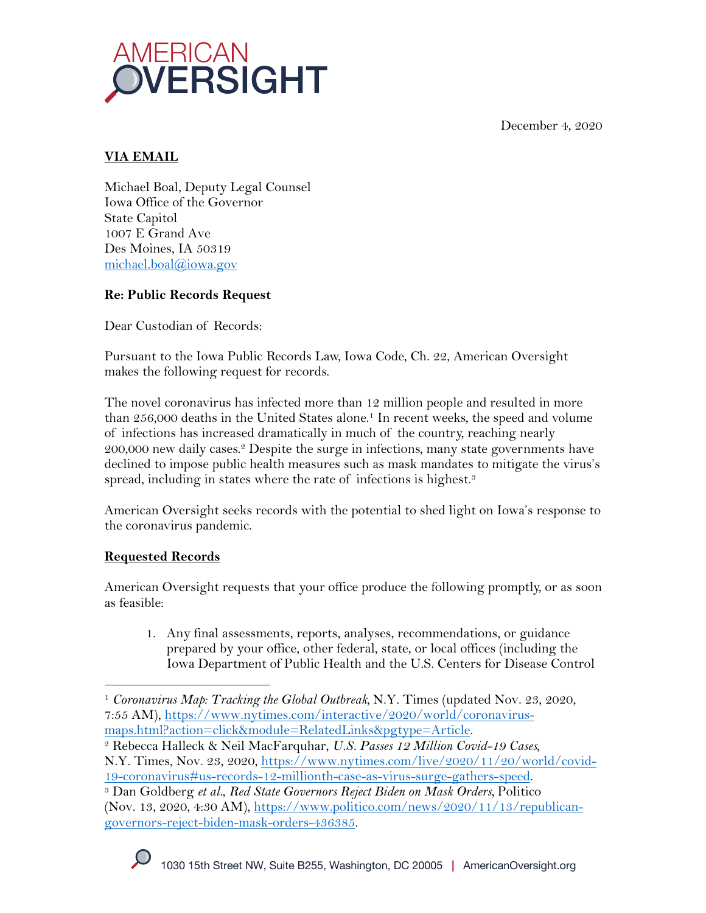# AMERICAN OVERSIGHT

December 4, 2020

**VIA EMAIL**

Michael Boal, Deputy Legal Counsel
Iowa Office of the Governor
State Capitol
1007 E Grand Ave
Des Moines, IA 50319
michael.boal@iowa.gov

**Re: Public Records Request**

Dear Custodian of Records:

Pursuant to the Iowa Public Records Law, Iowa Code, Ch. 22, American Oversight makes the following request for records.

The novel coronavirus has infected more than 12 million people and resulted in more than 256,000 deaths in the United States alone.[1] In recent weeks, the speed and volume of infections has increased dramatically in much of the country, reaching nearly 200,000 new daily cases.[2] Despite the surge in infections, many state governments have declined to impose public health measures such as mask mandates to mitigate the virus's spread, including in states where the rate of infections is highest.[3]

American Oversight seeks records with the potential to shed light on Iowa's response to the coronavirus pandemic.

**Requested Records**

American Oversight requests that your office produce the following promptly, or as soon as feasible:

1. Any final assessments, reports, analyses, recommendations, or guidance prepared by your office, other federal, state, or local offices (including the Iowa Department of Public Health and the U.S. Centers for Disease Control

---

[1] *Coronavirus Map: Tracking the Global Outbreak*, N.Y. Times (updated Nov. 23, 2020, 7:55 AM), https://www.nytimes.com/interactive/2020/world/coronavirus-maps.html?action=click&module=RelatedLinks&pgtype=Article.

[2] Rebecca Halleck & Neil MacFarquhar, *U.S. Passes 12 Million Covid-19 Cases*, N.Y. Times, Nov. 23, 2020, https://www.nytimes.com/live/2020/11/20/world/covid-19-coronavirus#us-records-12-millionth-case-as-virus-surge-gathers-speed.

[3] Dan Goldberg *et al.*, *Red State Governors Reject Biden on Mask Orders*, Politico (Nov. 13, 2020, 4:30 AM), https://www.politico.com/news/2020/11/13/republican-governors-reject-biden-mask-orders-436385.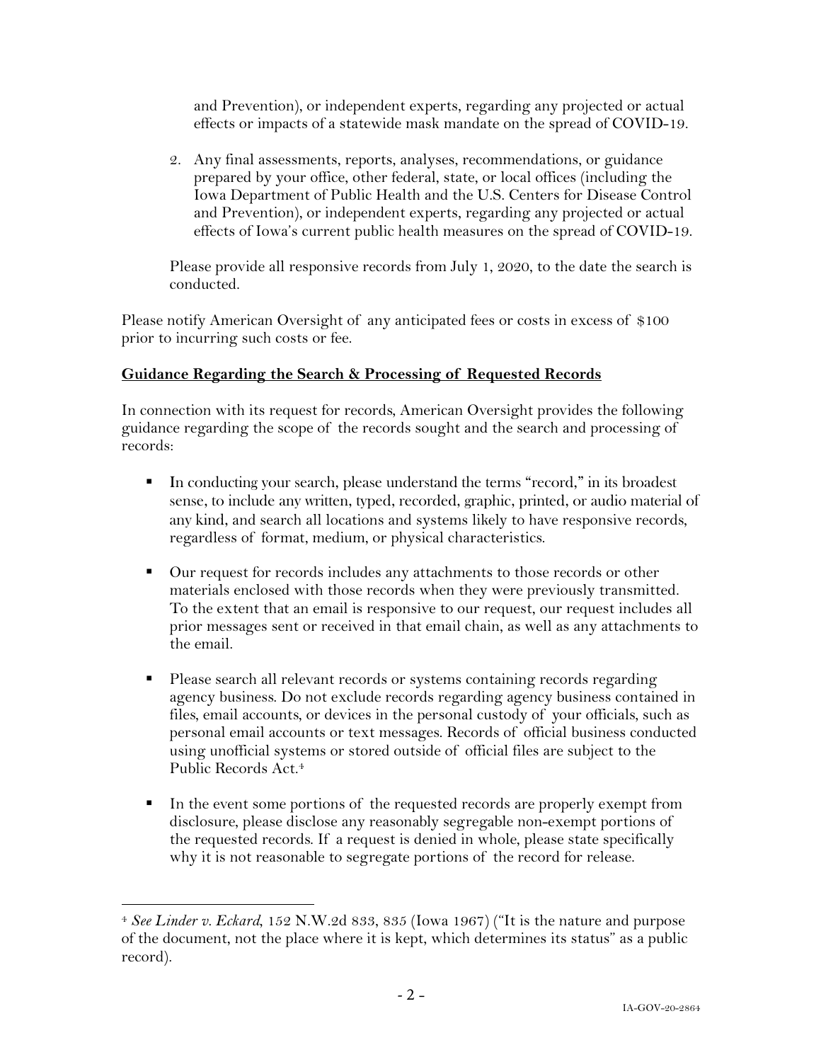and Prevention), or independent experts, regarding any projected or actual effects or impacts of a statewide mask mandate on the spread of COVID-19.

2. Any final assessments, reports, analyses, recommendations, or guidance prepared by your office, other federal, state, or local offices (including the Iowa Department of Public Health and the U.S. Centers for Disease Control and Prevention), or independent experts, regarding any projected or actual effects of Iowa's current public health measures on the spread of COVID-19.

Please provide all responsive records from July 1, 2020, to the date the search is conducted.

Please notify American Oversight of any anticipated fees or costs in excess of $100 prior to incurring such costs or fee.

**Guidance Regarding the Search & Processing of Requested Records**

In connection with its request for records, American Oversight provides the following guidance regarding the scope of the records sought and the search and processing of records:

- In conducting your search, please understand the terms "record," in its broadest sense, to include any written, typed, recorded, graphic, printed, or audio material of any kind, and search all locations and systems likely to have responsive records, regardless of format, medium, or physical characteristics.

- Our request for records includes any attachments to those records or other materials enclosed with those records when they were previously transmitted. To the extent that an email is responsive to our request, our request includes all prior messages sent or received in that email chain, as well as any attachments to the email.

- Please search all relevant records or systems containing records regarding agency business. Do not exclude records regarding agency business contained in files, email accounts, or devices in the personal custody of your officials, such as personal email accounts or text messages. Records of official business conducted using unofficial systems or stored outside of official files are subject to the Public Records Act.[4]

- In the event some portions of the requested records are properly exempt from disclosure, please disclose any reasonably segregable non-exempt portions of the requested records. If a request is denied in whole, please state specifically why it is not reasonable to segregate portions of the record for release.

[4] *See Linder v. Eckard*, 152 N.W.2d 833, 835 (Iowa 1967) ("It is the nature and purpose of the document, not the place where it is kept, which determines its status" as a public record).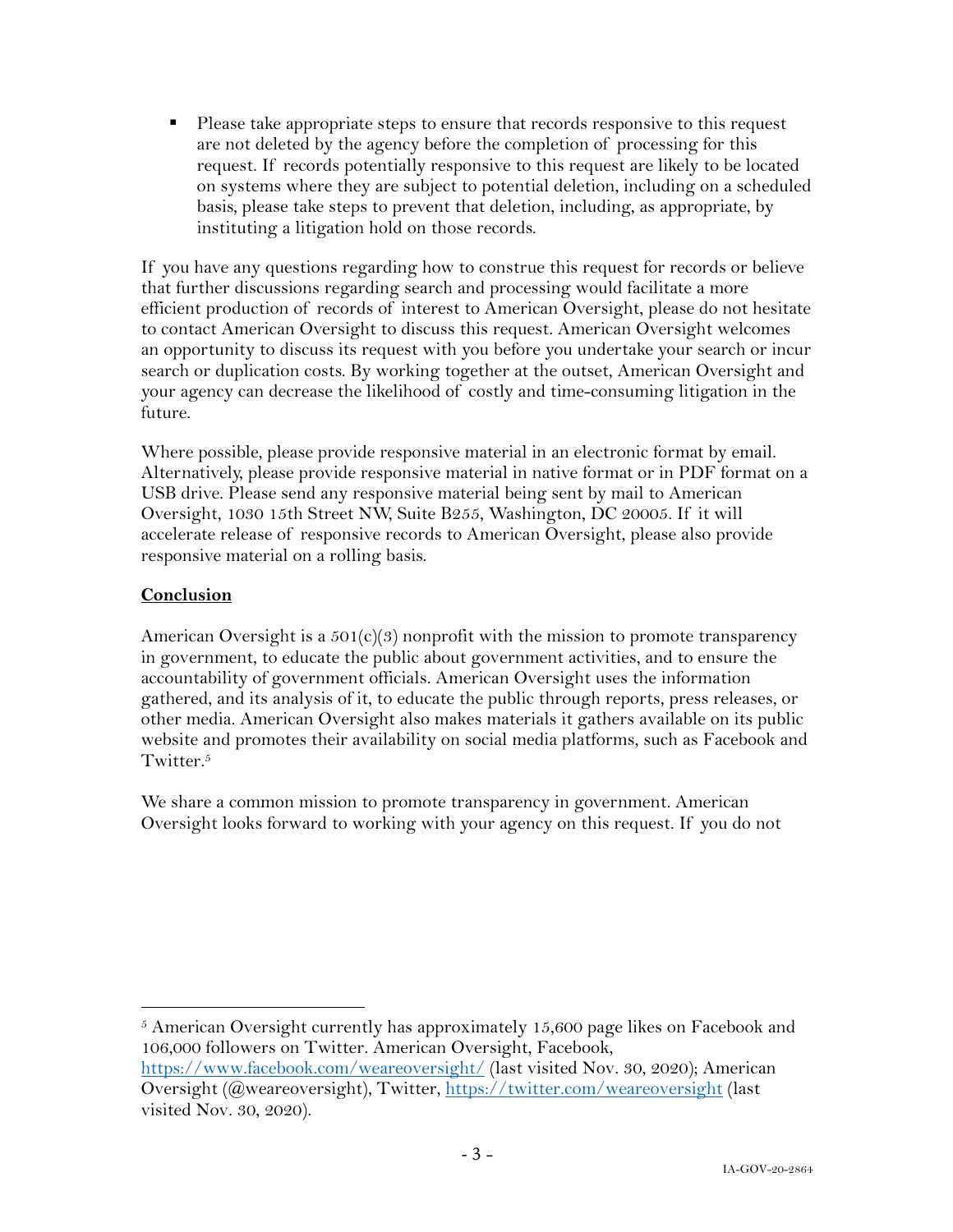- Please take appropriate steps to ensure that records responsive to this request are not deleted by the agency before the completion of processing for this request. If records potentially responsive to this request are likely to be located on systems where they are subject to potential deletion, including on a scheduled basis, please take steps to prevent that deletion, including, as appropriate, by instituting a litigation hold on those records.

If you have any questions regarding how to construe this request for records or believe that further discussions regarding search and processing would facilitate a more efficient production of records of interest to American Oversight, please do not hesitate to contact American Oversight to discuss this request. American Oversight welcomes an opportunity to discuss its request with you before you undertake your search or incur search or duplication costs. By working together at the outset, American Oversight and your agency can decrease the likelihood of costly and time-consuming litigation in the future.

Where possible, please provide responsive material in an electronic format by email. Alternatively, please provide responsive material in native format or in PDF format on a USB drive. Please send any responsive material being sent by mail to American Oversight, 1030 15th Street NW, Suite B255, Washington, DC 20005. If it will accelerate release of responsive records to American Oversight, please also provide responsive material on a rolling basis.

**Conclusion**

American Oversight is a 501(c)(3) nonprofit with the mission to promote transparency in government, to educate the public about government activities, and to ensure the accountability of government officials. American Oversight uses the information gathered, and its analysis of it, to educate the public through reports, press releases, or other media. American Oversight also makes materials it gathers available on its public website and promotes their availability on social media platforms, such as Facebook and Twitter.[5]

We share a common mission to promote transparency in government. American Oversight looks forward to working with your agency on this request. If you do not

---

[5] American Oversight currently has approximately 15,600 page likes on Facebook and 106,000 followers on Twitter. American Oversight, Facebook, https://www.facebook.com/weareoversight/ (last visited Nov. 30, 2020); American Oversight (@weareoversight), Twitter, https://twitter.com/weareoversight (last visited Nov. 30, 2020).

IA-GOV-20-2864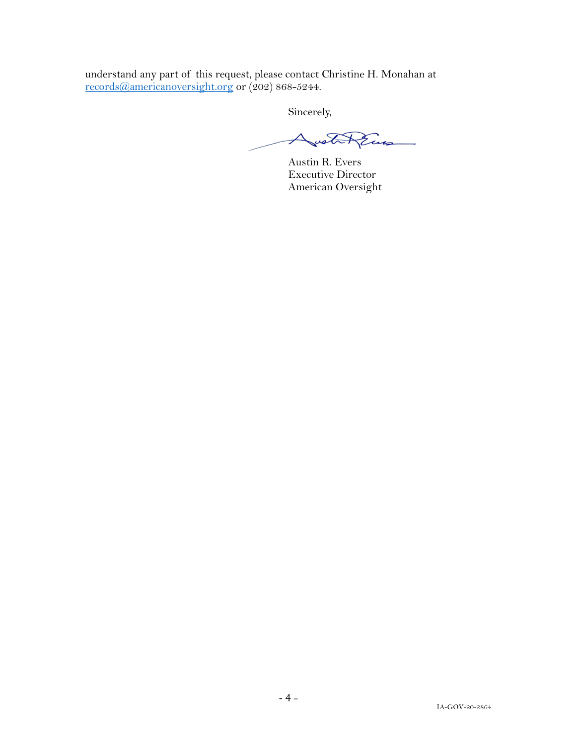understand any part of this request, please contact Christine H. Monahan at records@americanoversight.org or (202) 868-5244.

Sincerely,

Austin R. Evers
Executive Director
American Oversight

IA-GOV-20-2864